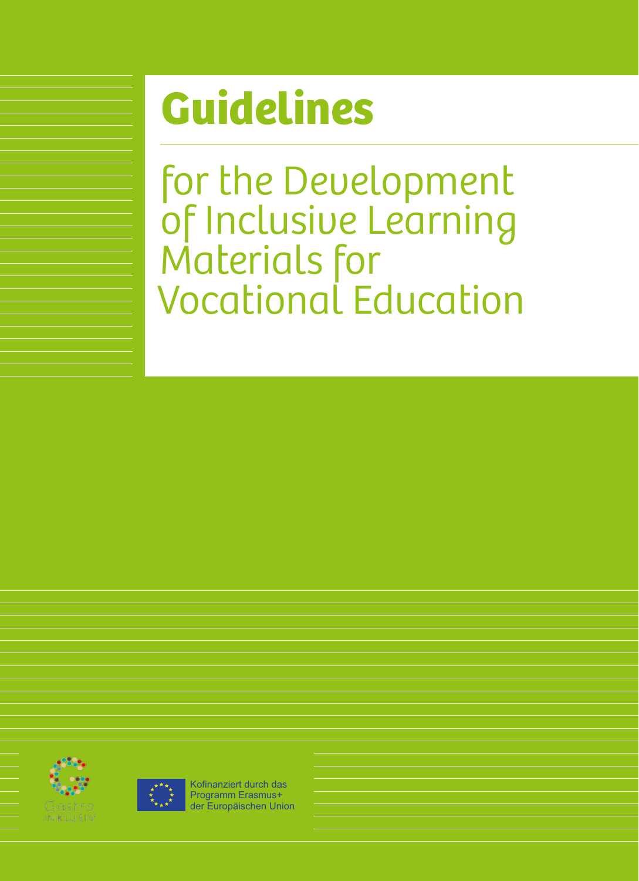# Guidelines

for the Development of Inclusive Learning Materials for Vocational Education

Gastro INKLUSIV

Kofinanziert durch das Programm Erasmus+ der Europäischen Union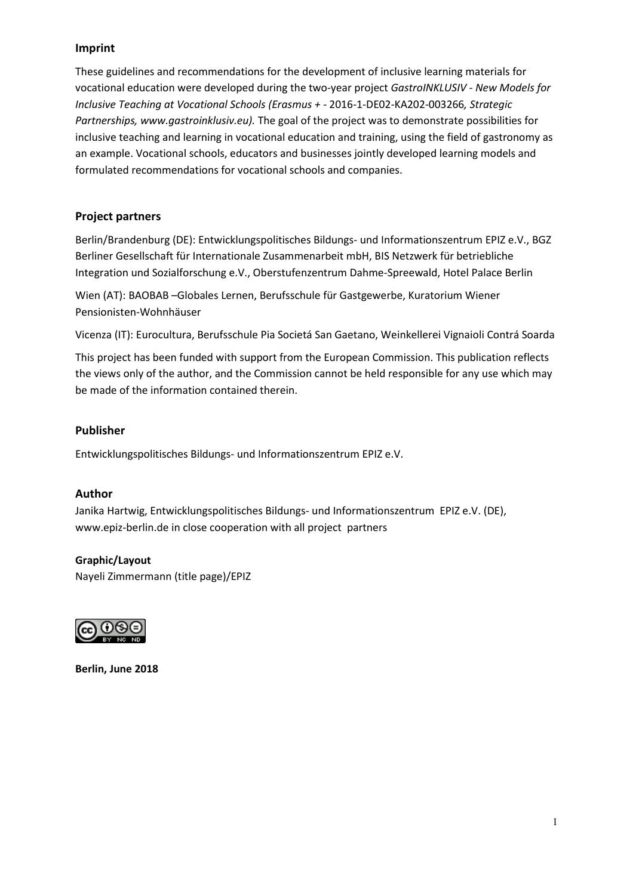## Imprint

These guidelines and recommendations for the development of inclusive learning materials for vocational education were developed during the two-year project *GastroINKLUSIV - New Models for Inclusive Teaching at Vocational Schools (Erasmus + -* 2016-1-DE02-KA202-003266*, Strategic Partnerships, www.gastroinklusiv.eu).* The goal of the project was to demonstrate possibilities for inclusive teaching and learning in vocational education and training, using the field of gastronomy as an example. Vocational schools, educators and businesses jointly developed learning models and formulated recommendations for vocational schools and companies.

## Project partners

Berlin/Brandenburg (DE): Entwicklungspolitisches Bildungs- und Informationszentrum EPIZ e.V., BGZ Berliner Gesellschaft für Internationale Zusammenarbeit mbH, BIS Netzwerk für betriebliche Integration und Sozialforschung e.V., Oberstufenzentrum Dahme-Spreewald, Hotel Palace Berlin

Wien (AT): BAOBAB –Globales Lernen, Berufsschule für Gastgewerbe, Kuratorium Wiener Pensionisten-Wohnhäuser

Vicenza (IT): Eurocultura, Berufsschule Pia Societá San Gaetano, Weinkellerei Vignaioli Contrá Soarda

This project has been funded with support from the European Commission. This publication reflects the views only of the author, and the Commission cannot be held responsible for any use which may be made of the information contained therein.

## Publisher

Entwicklungspolitisches Bildungs- und Informationszentrum EPIZ e.V.

## Author

Janika Hartwig, Entwicklungspolitisches Bildungs- und Informationszentrum EPIZ e.V. (DE), www.epiz-berlin.de in close cooperation with all project partners

**Graphic/Layout**

Nayeli Zimmermann (title page)/EPIZ

**Berlin, June 2018**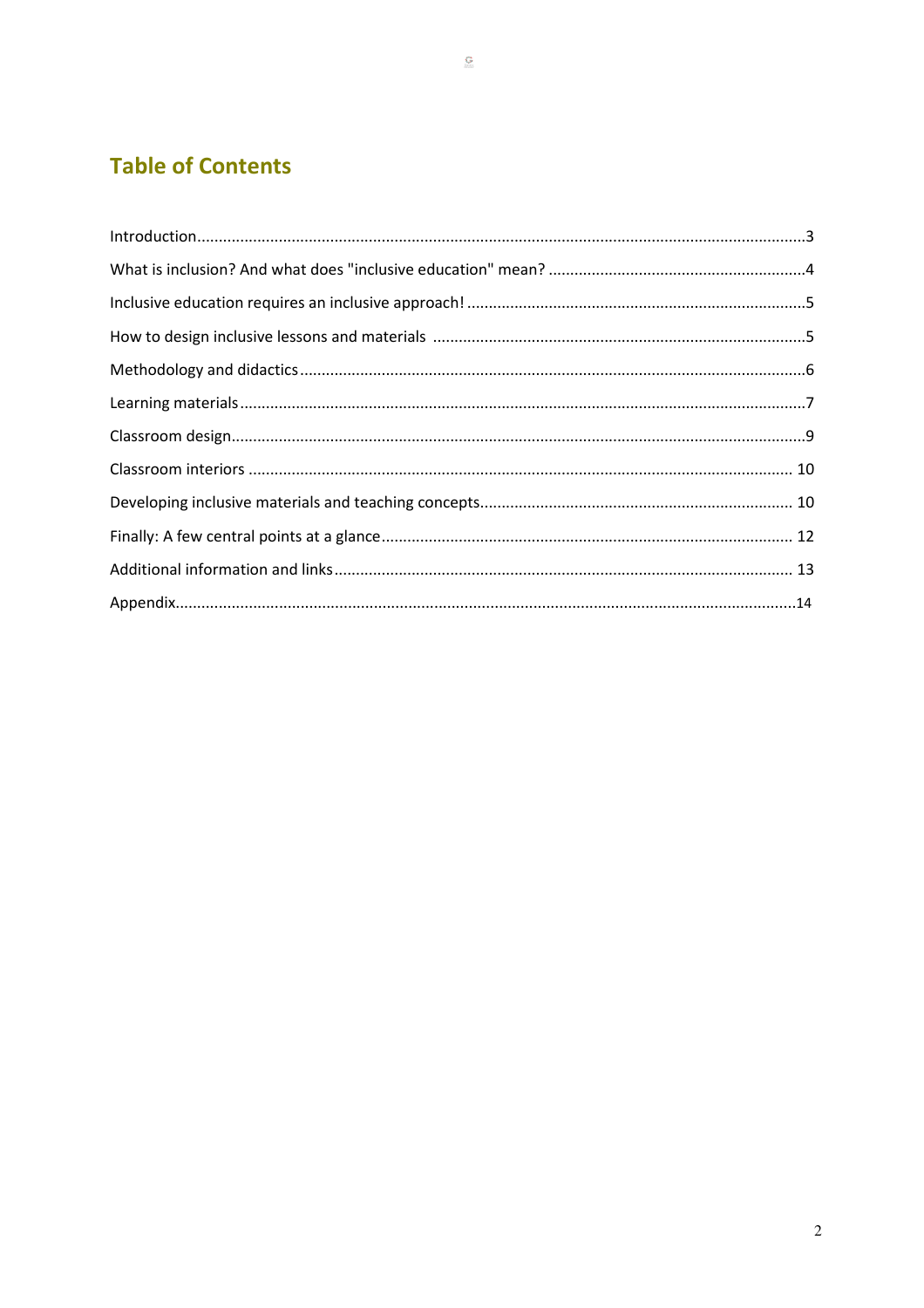# Table of Contents

Introduction ... 3

What is inclusion? And what does "inclusive education" mean? ... 4

Inclusive education requires an inclusive approach! ... 5

How to design inclusive lessons and materials ... 5

Methodology and didactics ... 6

Learning materials ... 7

Classroom design ... 9

Classroom interiors ... 10

Developing inclusive materials and teaching concepts ... 10

Finally: A few central points at a glance ... 12

Additional information and links ... 13

Appendix ... 14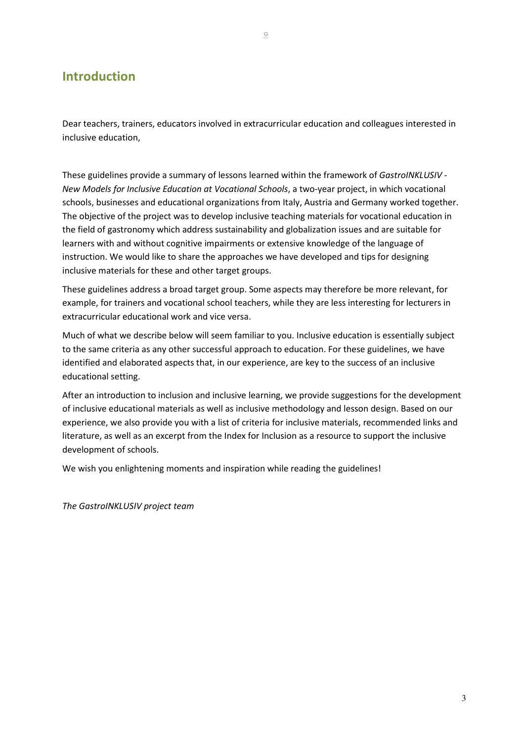## Introduction

Dear teachers, trainers, educators involved in extracurricular education and colleagues interested in inclusive education,

These guidelines provide a summary of lessons learned within the framework of *GastroINKLUSIV - New Models for Inclusive Education at Vocational Schools*, a two-year project, in which vocational schools, businesses and educational organizations from Italy, Austria and Germany worked together. The objective of the project was to develop inclusive teaching materials for vocational education in the field of gastronomy which address sustainability and globalization issues and are suitable for learners with and without cognitive impairments or extensive knowledge of the language of instruction. We would like to share the approaches we have developed and tips for designing inclusive materials for these and other target groups.

These guidelines address a broad target group. Some aspects may therefore be more relevant, for example, for trainers and vocational school teachers, while they are less interesting for lecturers in extracurricular educational work and vice versa.

Much of what we describe below will seem familiar to you. Inclusive education is essentially subject to the same criteria as any other successful approach to education. For these guidelines, we have identified and elaborated aspects that, in our experience, are key to the success of an inclusive educational setting.

After an introduction to inclusion and inclusive learning, we provide suggestions for the development of inclusive educational materials as well as inclusive methodology and lesson design. Based on our experience, we also provide you with a list of criteria for inclusive materials, recommended links and literature, as well as an excerpt from the Index for Inclusion as a resource to support the inclusive development of schools.

We wish you enlightening moments and inspiration while reading the guidelines!

*The GastroINKLUSIV project team*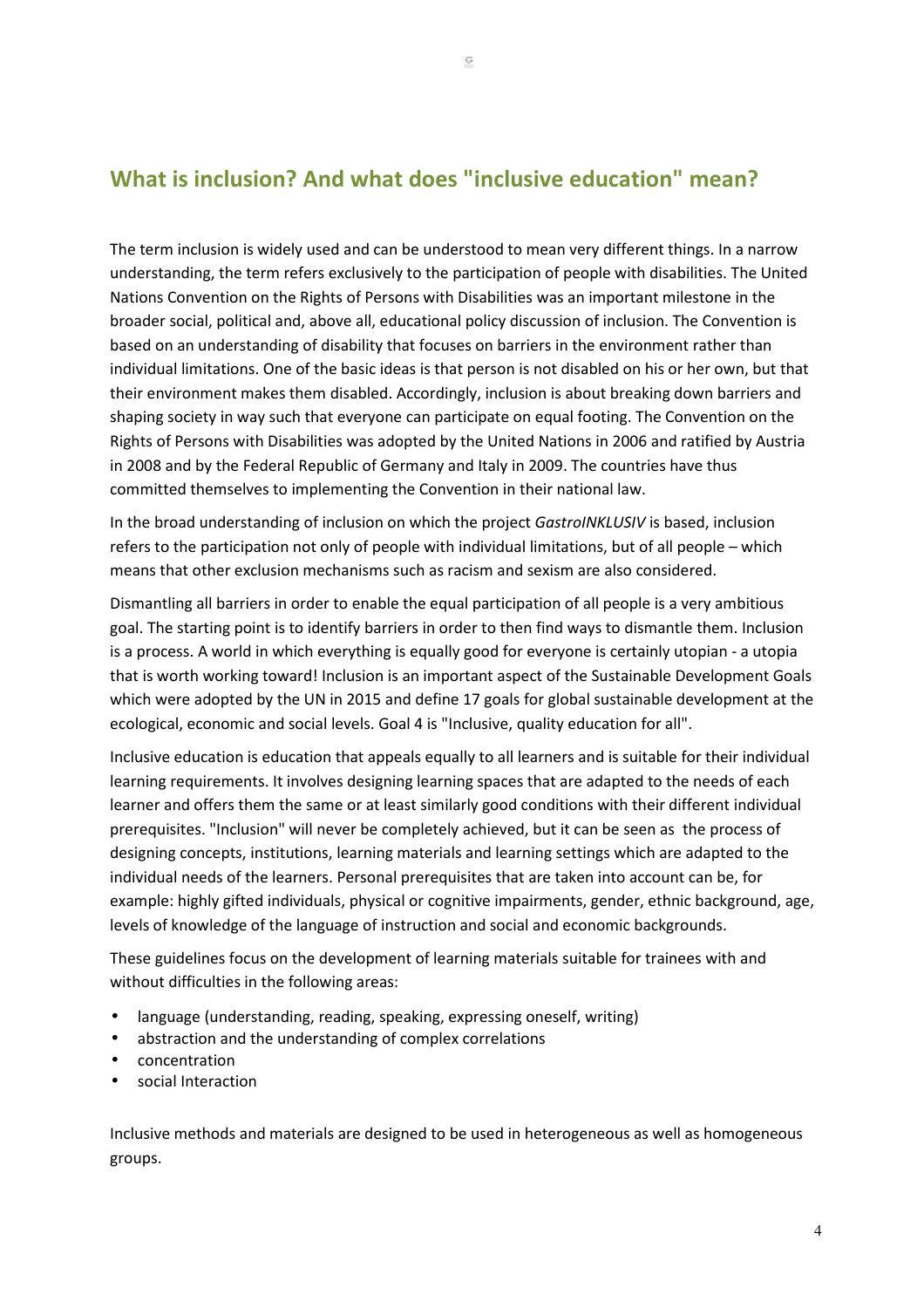## What is inclusion? And what does "inclusive education" mean?

The term inclusion is widely used and can be understood to mean very different things. In a narrow understanding, the term refers exclusively to the participation of people with disabilities. The United Nations Convention on the Rights of Persons with Disabilities was an important milestone in the broader social, political and, above all, educational policy discussion of inclusion. The Convention is based on an understanding of disability that focuses on barriers in the environment rather than individual limitations. One of the basic ideas is that person is not disabled on his or her own, but that their environment makes them disabled. Accordingly, inclusion is about breaking down barriers and shaping society in way such that everyone can participate on equal footing. The Convention on the Rights of Persons with Disabilities was adopted by the United Nations in 2006 and ratified by Austria in 2008 and by the Federal Republic of Germany and Italy in 2009. The countries have thus committed themselves to implementing the Convention in their national law.

In the broad understanding of inclusion on which the project *GastroINKLUSIV* is based, inclusion refers to the participation not only of people with individual limitations, but of all people – which means that other exclusion mechanisms such as racism and sexism are also considered.

Dismantling all barriers in order to enable the equal participation of all people is a very ambitious goal. The starting point is to identify barriers in order to then find ways to dismantle them. Inclusion is a process. A world in which everything is equally good for everyone is certainly utopian - a utopia that is worth working toward! Inclusion is an important aspect of the Sustainable Development Goals which were adopted by the UN in 2015 and define 17 goals for global sustainable development at the ecological, economic and social levels. Goal 4 is "Inclusive, quality education for all".

Inclusive education is education that appeals equally to all learners and is suitable for their individual learning requirements. It involves designing learning spaces that are adapted to the needs of each learner and offers them the same or at least similarly good conditions with their different individual prerequisites. "Inclusion" will never be completely achieved, but it can be seen as the process of designing concepts, institutions, learning materials and learning settings which are adapted to the individual needs of the learners. Personal prerequisites that are taken into account can be, for example: highly gifted individuals, physical or cognitive impairments, gender, ethnic background, age, levels of knowledge of the language of instruction and social and economic backgrounds.

These guidelines focus on the development of learning materials suitable for trainees with and without difficulties in the following areas:

- language (understanding, reading, speaking, expressing oneself, writing)
- abstraction and the understanding of complex correlations
- concentration
- social Interaction

Inclusive methods and materials are designed to be used in heterogeneous as well as homogeneous groups.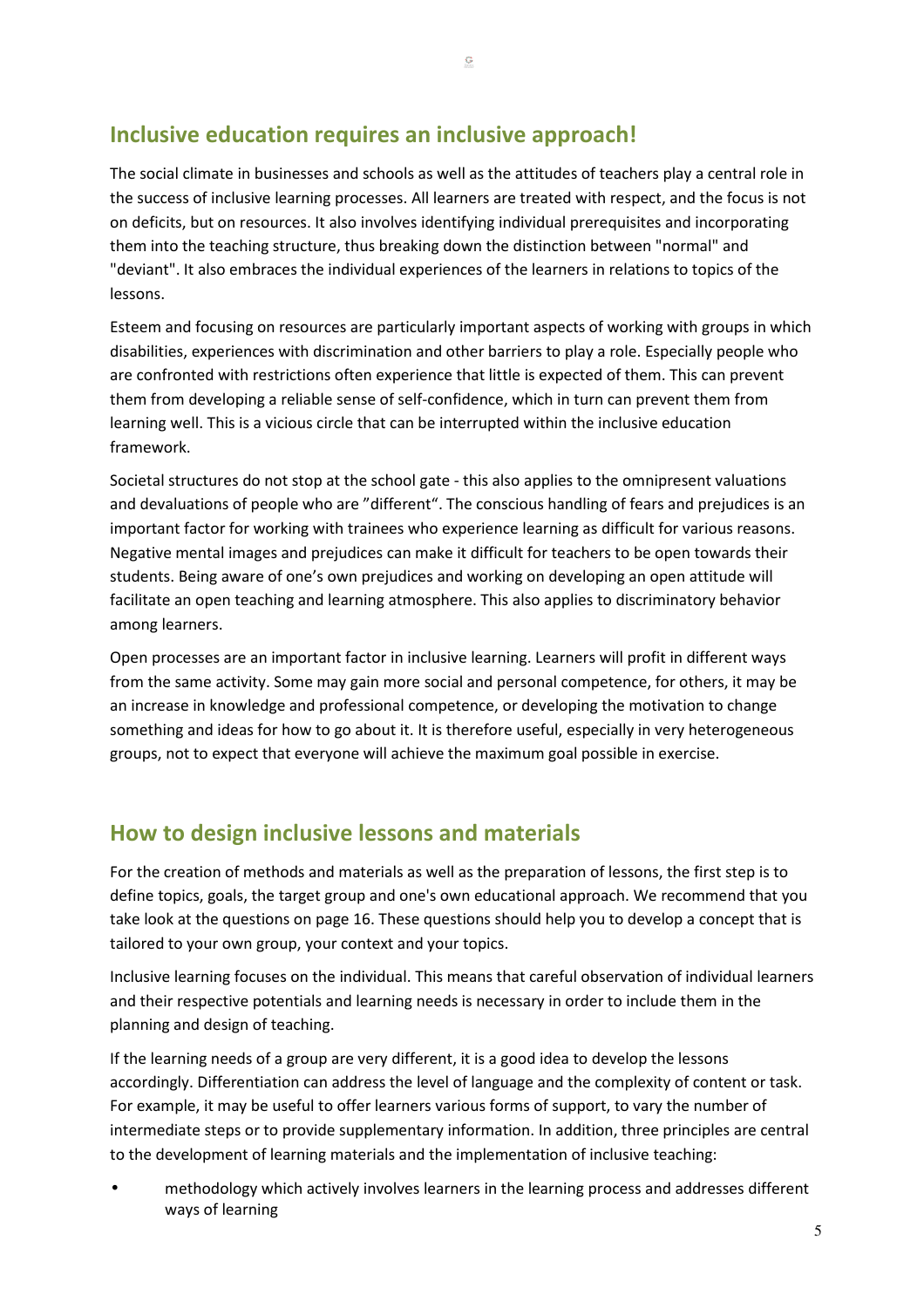## Inclusive education requires an inclusive approach!

The social climate in businesses and schools as well as the attitudes of teachers play a central role in the success of inclusive learning processes. All learners are treated with respect, and the focus is not on deficits, but on resources. It also involves identifying individual prerequisites and incorporating them into the teaching structure, thus breaking down the distinction between "normal" and "deviant". It also embraces the individual experiences of the learners in relations to topics of the lessons.

Esteem and focusing on resources are particularly important aspects of working with groups in which disabilities, experiences with discrimination and other barriers to play a role. Especially people who are confronted with restrictions often experience that little is expected of them. This can prevent them from developing a reliable sense of self-confidence, which in turn can prevent them from learning well. This is a vicious circle that can be interrupted within the inclusive education framework.

Societal structures do not stop at the school gate - this also applies to the omnipresent valuations and devaluations of people who are "different". The conscious handling of fears and prejudices is an important factor for working with trainees who experience learning as difficult for various reasons. Negative mental images and prejudices can make it difficult for teachers to be open towards their students. Being aware of one's own prejudices and working on developing an open attitude will facilitate an open teaching and learning atmosphere. This also applies to discriminatory behavior among learners.

Open processes are an important factor in inclusive learning. Learners will profit in different ways from the same activity. Some may gain more social and personal competence, for others, it may be an increase in knowledge and professional competence, or developing the motivation to change something and ideas for how to go about it. It is therefore useful, especially in very heterogeneous groups, not to expect that everyone will achieve the maximum goal possible in exercise.

## How to design inclusive lessons and materials

For the creation of methods and materials as well as the preparation of lessons, the first step is to define topics, goals, the target group and one's own educational approach. We recommend that you take look at the questions on page 16. These questions should help you to develop a concept that is tailored to your own group, your context and your topics.

Inclusive learning focuses on the individual. This means that careful observation of individual learners and their respective potentials and learning needs is necessary in order to include them in the planning and design of teaching.

If the learning needs of a group are very different, it is a good idea to develop the lessons accordingly. Differentiation can address the level of language and the complexity of content or task. For example, it may be useful to offer learners various forms of support, to vary the number of intermediate steps or to provide supplementary information. In addition, three principles are central to the development of learning materials and the implementation of inclusive teaching:

- methodology which actively involves learners in the learning process and addresses different ways of learning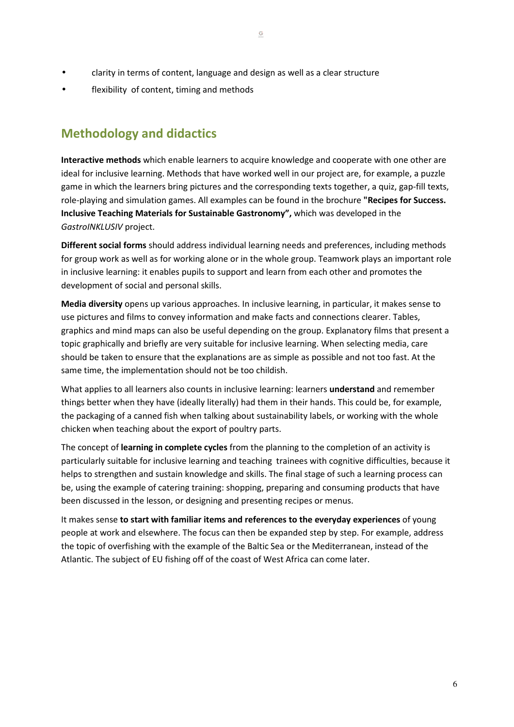- clarity in terms of content, language and design as well as a clear structure
- flexibility  of content, timing and methods

## Methodology and didactics

**Interactive methods** which enable learners to acquire knowledge and cooperate with one other are ideal for inclusive learning. Methods that have worked well in our project are, for example, a puzzle game in which the learners bring pictures and the corresponding texts together, a quiz, gap-fill texts, role-playing and simulation games. All examples can be found in the brochure **"Recipes for Success. Inclusive Teaching Materials for Sustainable Gastronomy",** which was developed in the *GastroINKLUSIV* project.

**Different social forms** should address individual learning needs and preferences, including methods for group work as well as for working alone or in the whole group. Teamwork plays an important role in inclusive learning: it enables pupils to support and learn from each other and promotes the development of social and personal skills.

**Media diversity** opens up various approaches. In inclusive learning, in particular, it makes sense to use pictures and films to convey information and make facts and connections clearer. Tables, graphics and mind maps can also be useful depending on the group. Explanatory films that present a topic graphically and briefly are very suitable for inclusive learning. When selecting media, care should be taken to ensure that the explanations are as simple as possible and not too fast. At the same time, the implementation should not be too childish.

What applies to all learners also counts in inclusive learning: learners **understand** and remember things better when they have (ideally literally) had them in their hands. This could be, for example, the packaging of a canned fish when talking about sustainability labels, or working with the whole chicken when teaching about the export of poultry parts.

The concept of **learning in complete cycles** from the planning to the completion of an activity is particularly suitable for inclusive learning and teaching  trainees with cognitive difficulties, because it helps to strengthen and sustain knowledge and skills. The final stage of such a learning process can be, using the example of catering training: shopping, preparing and consuming products that have been discussed in the lesson, or designing and presenting recipes or menus.

It makes sense **to start with familiar items and references to the everyday experiences** of young people at work and elsewhere. The focus can then be expanded step by step. For example, address the topic of overfishing with the example of the Baltic Sea or the Mediterranean, instead of the Atlantic. The subject of EU fishing off of the coast of West Africa can come later.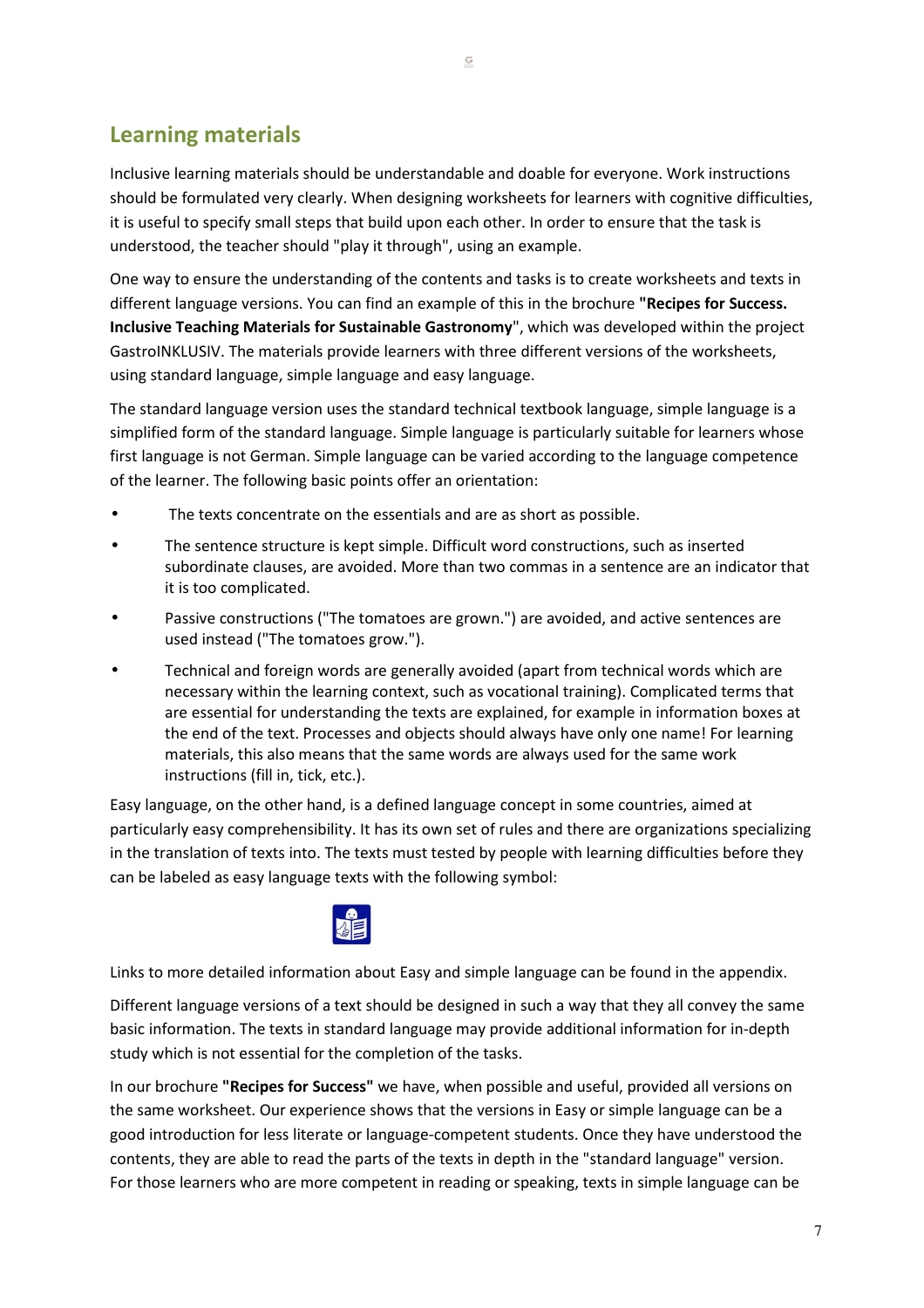## Learning materials

Inclusive learning materials should be understandable and doable for everyone. Work instructions should be formulated very clearly. When designing worksheets for learners with cognitive difficulties, it is useful to specify small steps that build upon each other. In order to ensure that the task is understood, the teacher should "play it through", using an example.

One way to ensure the understanding of the contents and tasks is to create worksheets and texts in different language versions. You can find an example of this in the brochure **"Recipes for Success. Inclusive Teaching Materials for Sustainable Gastronomy**", which was developed within the project GastroINKLUSIV. The materials provide learners with three different versions of the worksheets, using standard language, simple language and easy language.

The standard language version uses the standard technical textbook language, simple language is a simplified form of the standard language. Simple language is particularly suitable for learners whose first language is not German. Simple language can be varied according to the language competence of the learner. The following basic points offer an orientation:

- The texts concentrate on the essentials and are as short as possible.
- The sentence structure is kept simple. Difficult word constructions, such as inserted subordinate clauses, are avoided. More than two commas in a sentence are an indicator that it is too complicated.
- Passive constructions ("The tomatoes are grown.") are avoided, and active sentences are used instead ("The tomatoes grow.").
- Technical and foreign words are generally avoided (apart from technical words which are necessary within the learning context, such as vocational training). Complicated terms that are essential for understanding the texts are explained, for example in information boxes at the end of the text. Processes and objects should always have only one name! For learning materials, this also means that the same words are always used for the same work instructions (fill in, tick, etc.).

Easy language, on the other hand, is a defined language concept in some countries, aimed at particularly easy comprehensibility. It has its own set of rules and there are organizations specializing in the translation of texts into. The texts must tested by people with learning difficulties before they can be labeled as easy language texts with the following symbol:

Links to more detailed information about Easy and simple language can be found in the appendix.

Different language versions of a text should be designed in such a way that they all convey the same basic information. The texts in standard language may provide additional information for in-depth study which is not essential for the completion of the tasks.

In our brochure **"Recipes for Success"** we have, when possible and useful, provided all versions on the same worksheet. Our experience shows that the versions in Easy or simple language can be a good introduction for less literate or language-competent students. Once they have understood the contents, they are able to read the parts of the texts in depth in the "standard language" version. For those learners who are more competent in reading or speaking, texts in simple language can be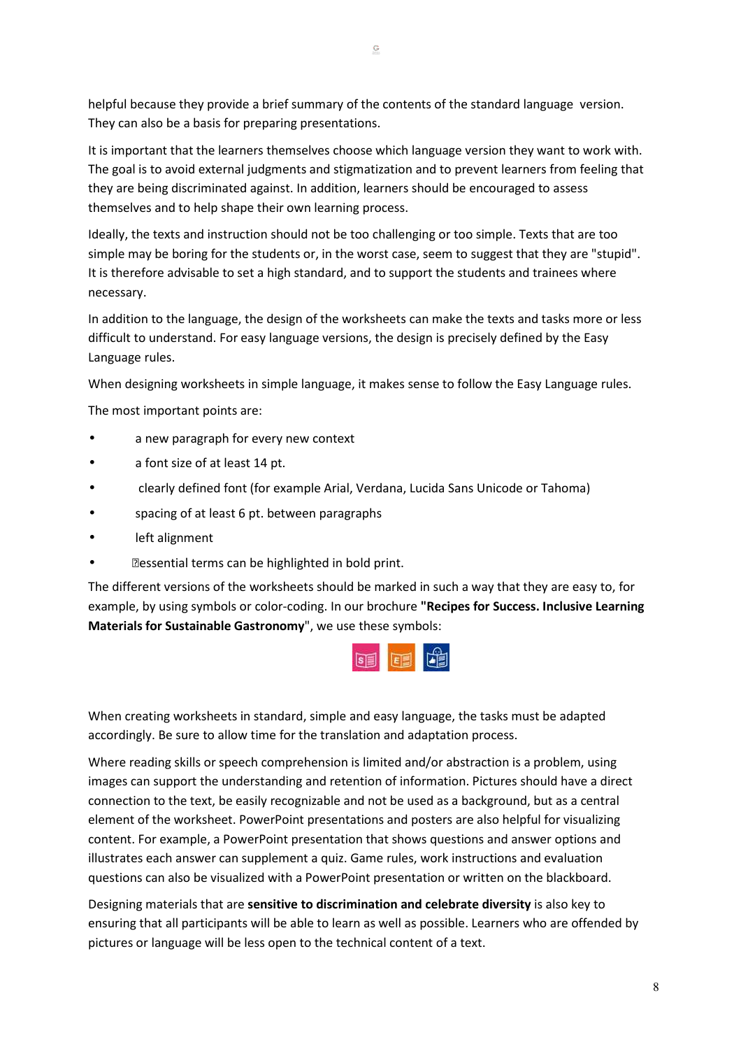helpful because they provide a brief summary of the contents of the standard language version. They can also be a basis for preparing presentations.

It is important that the learners themselves choose which language version they want to work with. The goal is to avoid external judgments and stigmatization and to prevent learners from feeling that they are being discriminated against. In addition, learners should be encouraged to assess themselves and to help shape their own learning process.

Ideally, the texts and instruction should not be too challenging or too simple. Texts that are too simple may be boring for the students or, in the worst case, seem to suggest that they are "stupid". It is therefore advisable to set a high standard, and to support the students and trainees where necessary.

In addition to the language, the design of the worksheets can make the texts and tasks more or less difficult to understand. For easy language versions, the design is precisely defined by the Easy Language rules.

When designing worksheets in simple language, it makes sense to follow the Easy Language rules.

The most important points are:

- a new paragraph for every new context
- a font size of at least 14 pt.
- clearly defined font (for example Arial, Verdana, Lucida Sans Unicode or Tahoma)
- spacing of at least 6 pt. between paragraphs
- left alignment
- essential terms can be highlighted in bold print.

The different versions of the worksheets should be marked in such a way that they are easy to, for example, by using symbols or color-coding. In our brochure **"Recipes for Success. Inclusive Learning Materials for Sustainable Gastronomy**", we use these symbols:

When creating worksheets in standard, simple and easy language, the tasks must be adapted accordingly. Be sure to allow time for the translation and adaptation process.

Where reading skills or speech comprehension is limited and/or abstraction is a problem, using images can support the understanding and retention of information. Pictures should have a direct connection to the text, be easily recognizable and not be used as a background, but as a central element of the worksheet. PowerPoint presentations and posters are also helpful for visualizing content. For example, a PowerPoint presentation that shows questions and answer options and illustrates each answer can supplement a quiz. Game rules, work instructions and evaluation questions can also be visualized with a PowerPoint presentation or written on the blackboard.

Designing materials that are **sensitive to discrimination and celebrate diversity** is also key to ensuring that all participants will be able to learn as well as possible. Learners who are offended by pictures or language will be less open to the technical content of a text.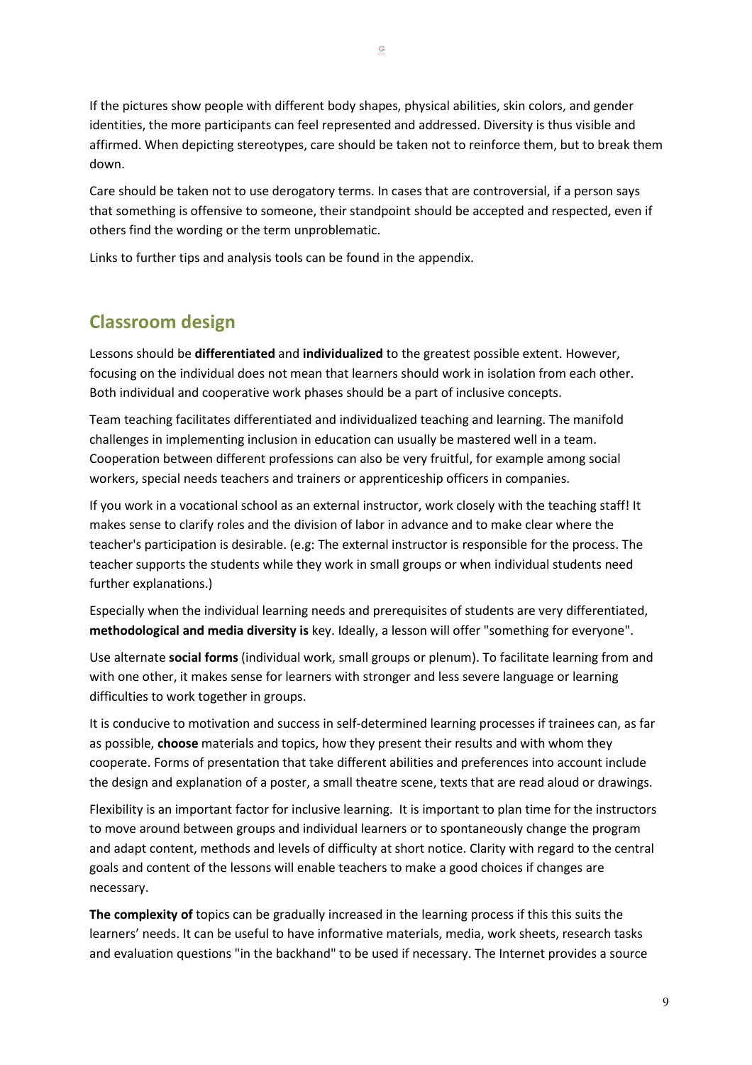If the pictures show people with different body shapes, physical abilities, skin colors, and gender identities, the more participants can feel represented and addressed. Diversity is thus visible and affirmed. When depicting stereotypes, care should be taken not to reinforce them, but to break them down.

Care should be taken not to use derogatory terms. In cases that are controversial, if a person says that something is offensive to someone, their standpoint should be accepted and respected, even if others find the wording or the term unproblematic.

Links to further tips and analysis tools can be found in the appendix.

## Classroom design

Lessons should be **differentiated** and **individualized** to the greatest possible extent. However, focusing on the individual does not mean that learners should work in isolation from each other. Both individual and cooperative work phases should be a part of inclusive concepts.

Team teaching facilitates differentiated and individualized teaching and learning. The manifold challenges in implementing inclusion in education can usually be mastered well in a team. Cooperation between different professions can also be very fruitful, for example among social workers, special needs teachers and trainers or apprenticeship officers in companies.

If you work in a vocational school as an external instructor, work closely with the teaching staff! It makes sense to clarify roles and the division of labor in advance and to make clear where the teacher's participation is desirable. (e.g: The external instructor is responsible for the process. The teacher supports the students while they work in small groups or when individual students need further explanations.)

Especially when the individual learning needs and prerequisites of students are very differentiated, **methodological and media diversity is** key. Ideally, a lesson will offer "something for everyone".

Use alternate **social forms** (individual work, small groups or plenum). To facilitate learning from and with one other, it makes sense for learners with stronger and less severe language or learning difficulties to work together in groups.

It is conducive to motivation and success in self-determined learning processes if trainees can, as far as possible, **choose** materials and topics, how they present their results and with whom they cooperate. Forms of presentation that take different abilities and preferences into account include the design and explanation of a poster, a small theatre scene, texts that are read aloud or drawings.

Flexibility is an important factor for inclusive learning. It is important to plan time for the instructors to move around between groups and individual learners or to spontaneously change the program and adapt content, methods and levels of difficulty at short notice. Clarity with regard to the central goals and content of the lessons will enable teachers to make a good choices if changes are necessary.

**The complexity of** topics can be gradually increased in the learning process if this this suits the learners' needs. It can be useful to have informative materials, media, work sheets, research tasks and evaluation questions "in the backhand" to be used if necessary. The Internet provides a source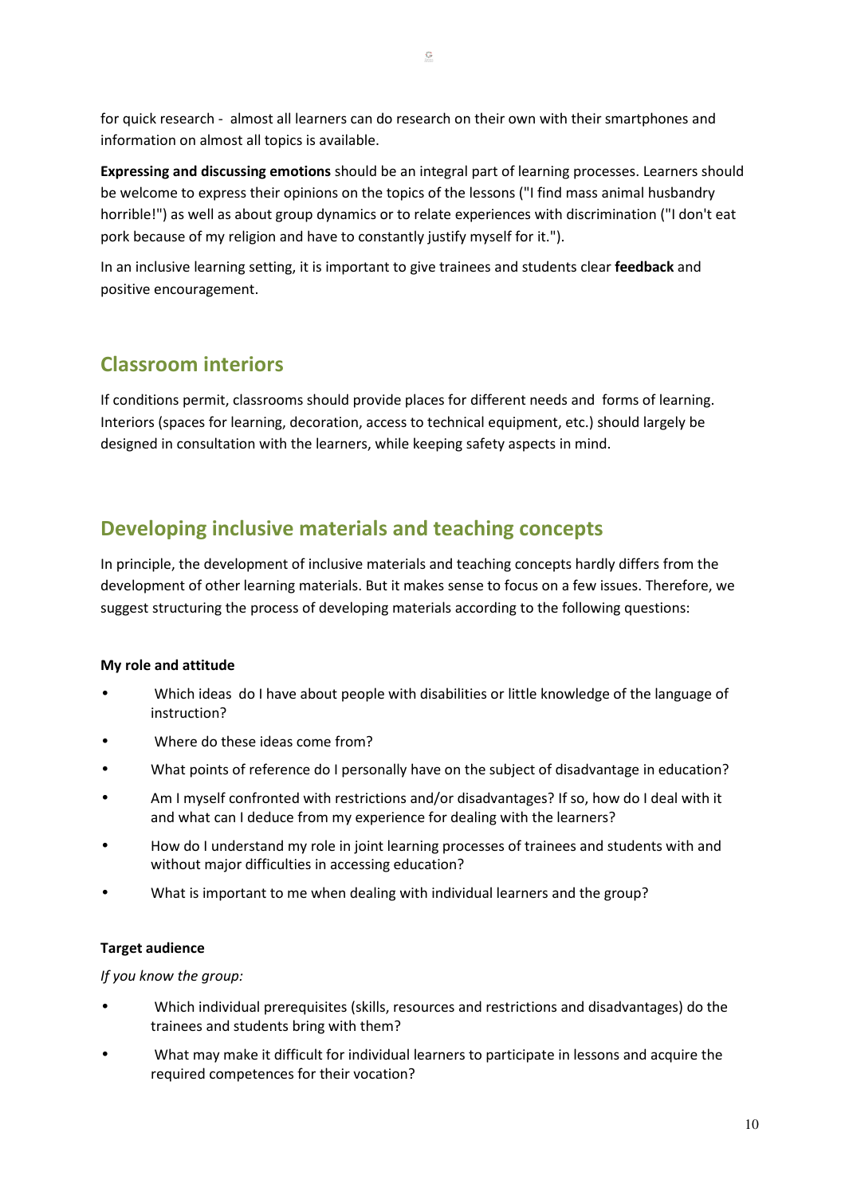for quick research - almost all learners can do research on their own with their smartphones and information on almost all topics is available.

**Expressing and discussing emotions** should be an integral part of learning processes. Learners should be welcome to express their opinions on the topics of the lessons ("I find mass animal husbandry horrible!") as well as about group dynamics or to relate experiences with discrimination ("I don't eat pork because of my religion and have to constantly justify myself for it.").

In an inclusive learning setting, it is important to give trainees and students clear **feedback** and positive encouragement.

## Classroom interiors

If conditions permit, classrooms should provide places for different needs and forms of learning. Interiors (spaces for learning, decoration, access to technical equipment, etc.) should largely be designed in consultation with the learners, while keeping safety aspects in mind.

## Developing inclusive materials and teaching concepts

In principle, the development of inclusive materials and teaching concepts hardly differs from the development of other learning materials. But it makes sense to focus on a few issues. Therefore, we suggest structuring the process of developing materials according to the following questions:

**My role and attitude**

- Which ideas do I have about people with disabilities or little knowledge of the language of instruction?
- Where do these ideas come from?
- What points of reference do I personally have on the subject of disadvantage in education?
- Am I myself confronted with restrictions and/or disadvantages? If so, how do I deal with it and what can I deduce from my experience for dealing with the learners?
- How do I understand my role in joint learning processes of trainees and students with and without major difficulties in accessing education?
- What is important to me when dealing with individual learners and the group?

**Target audience**

*If you know the group:*

- Which individual prerequisites (skills, resources and restrictions and disadvantages) do the trainees and students bring with them?
- What may make it difficult for individual learners to participate in lessons and acquire the required competences for their vocation?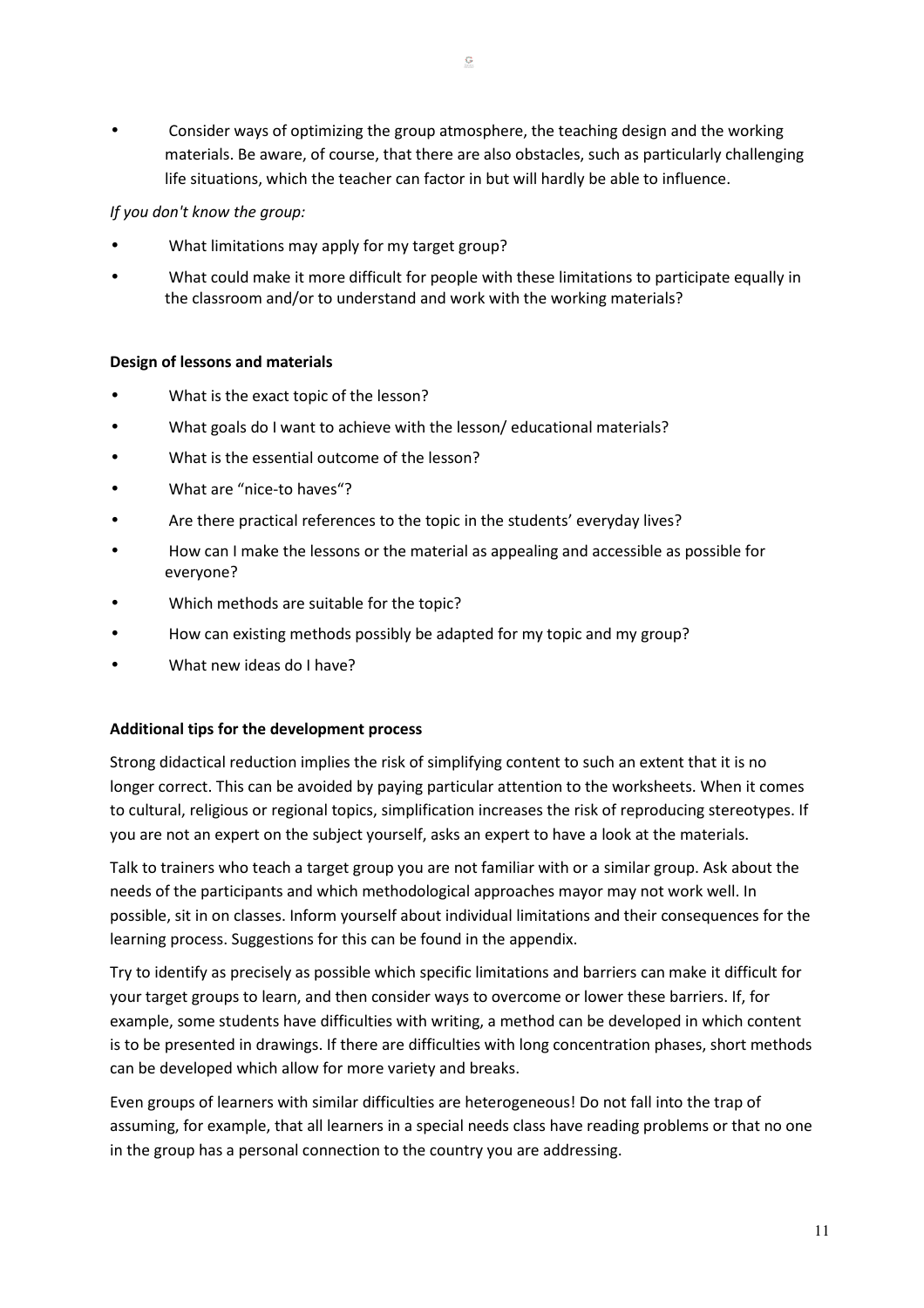- Consider ways of optimizing the group atmosphere, the teaching design and the working materials. Be aware, of course, that there are also obstacles, such as particularly challenging life situations, which the teacher can factor in but will hardly be able to influence.

*If you don't know the group:*

- What limitations may apply for my target group?
- What could make it more difficult for people with these limitations to participate equally in the classroom and/or to understand and work with the working materials?

**Design of lessons and materials**

- What is the exact topic of the lesson?
- What goals do I want to achieve with the lesson/ educational materials?
- What is the essential outcome of the lesson?
- What are "nice-to haves"?
- Are there practical references to the topic in the students' everyday lives?
- How can I make the lessons or the material as appealing and accessible as possible for everyone?
- Which methods are suitable for the topic?
- How can existing methods possibly be adapted for my topic and my group?
- What new ideas do I have?

**Additional tips for the development process**

Strong didactical reduction implies the risk of simplifying content to such an extent that it is no longer correct. This can be avoided by paying particular attention to the worksheets. When it comes to cultural, religious or regional topics, simplification increases the risk of reproducing stereotypes. If you are not an expert on the subject yourself, asks an expert to have a look at the materials.

Talk to trainers who teach a target group you are not familiar with or a similar group. Ask about the needs of the participants and which methodological approaches mayor may not work well. In possible, sit in on classes. Inform yourself about individual limitations and their consequences for the learning process. Suggestions for this can be found in the appendix.

Try to identify as precisely as possible which specific limitations and barriers can make it difficult for your target groups to learn, and then consider ways to overcome or lower these barriers. If, for example, some students have difficulties with writing, a method can be developed in which content is to be presented in drawings. If there are difficulties with long concentration phases, short methods can be developed which allow for more variety and breaks.

Even groups of learners with similar difficulties are heterogeneous! Do not fall into the trap of assuming, for example, that all learners in a special needs class have reading problems or that no one in the group has a personal connection to the country you are addressing.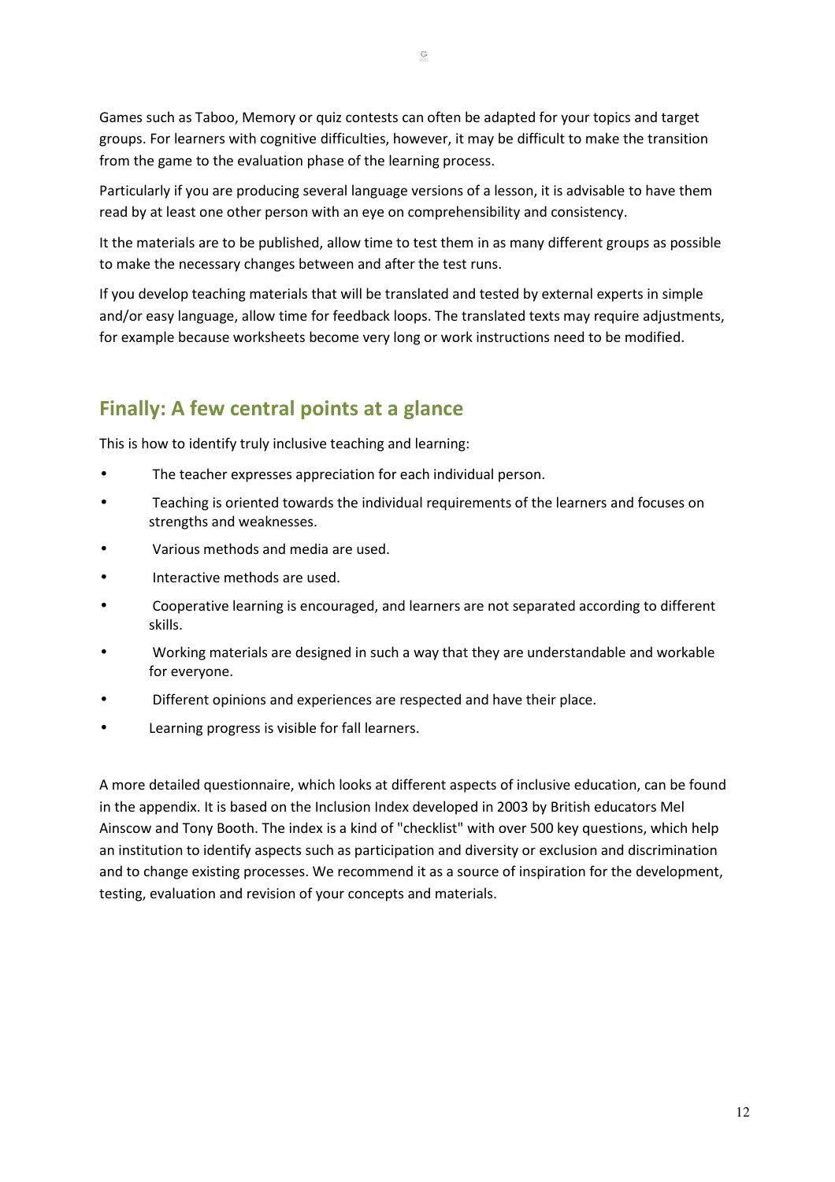Games such as Taboo, Memory or quiz contests can often be adapted for your topics and target groups. For learners with cognitive difficulties, however, it may be difficult to make the transition from the game to the evaluation phase of the learning process.

Particularly if you are producing several language versions of a lesson, it is advisable to have them read by at least one other person with an eye on comprehensibility and consistency.

It the materials are to be published, allow time to test them in as many different groups as possible to make the necessary changes between and after the test runs.

If you develop teaching materials that will be translated and tested by external experts in simple and/or easy language, allow time for feedback loops. The translated texts may require adjustments, for example because worksheets become very long or work instructions need to be modified.

## Finally: A few central points at a glance

This is how to identify truly inclusive teaching and learning:

- The teacher expresses appreciation for each individual person.
- Teaching is oriented towards the individual requirements of the learners and focuses on strengths and weaknesses.
- Various methods and media are used.
- Interactive methods are used.
- Cooperative learning is encouraged, and learners are not separated according to different skills.
- Working materials are designed in such a way that they are understandable and workable for everyone.
- Different opinions and experiences are respected and have their place.
- Learning progress is visible for fall learners.

A more detailed questionnaire, which looks at different aspects of inclusive education, can be found in the appendix. It is based on the Inclusion Index developed in 2003 by British educators Mel Ainscow and Tony Booth. The index is a kind of "checklist" with over 500 key questions, which help an institution to identify aspects such as participation and diversity or exclusion and discrimination and to change existing processes. We recommend it as a source of inspiration for the development, testing, evaluation and revision of your concepts and materials.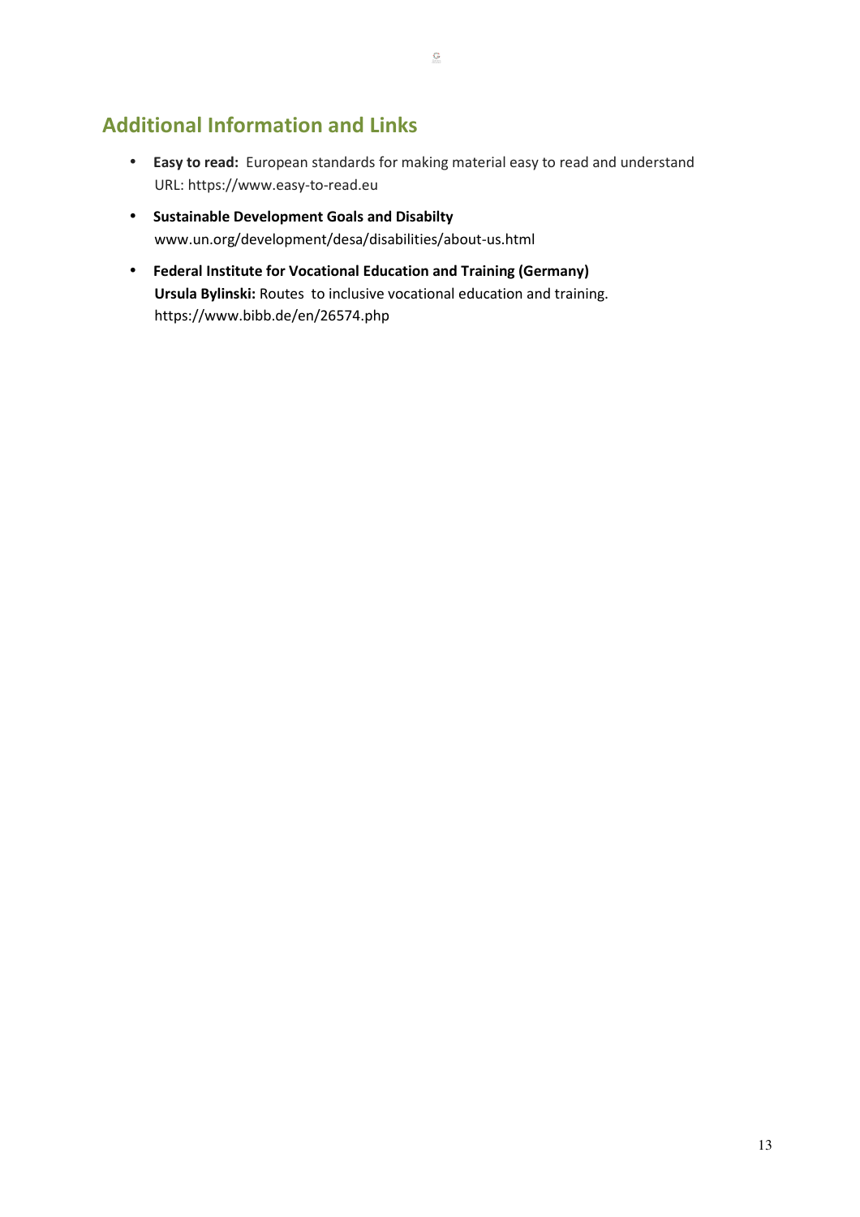## Additional Information and Links

- **Easy to read:** European standards for making material easy to read and understand
  URL: https://www.easy-to-read.eu
- **Sustainable Development Goals and Disabilty**
  www.un.org/development/desa/disabilities/about-us.html
- **Federal Institute for Vocational Education and Training (Germany)**
  **Ursula Bylinski:** Routes to inclusive vocational education and training.
  https://www.bibb.de/en/26574.php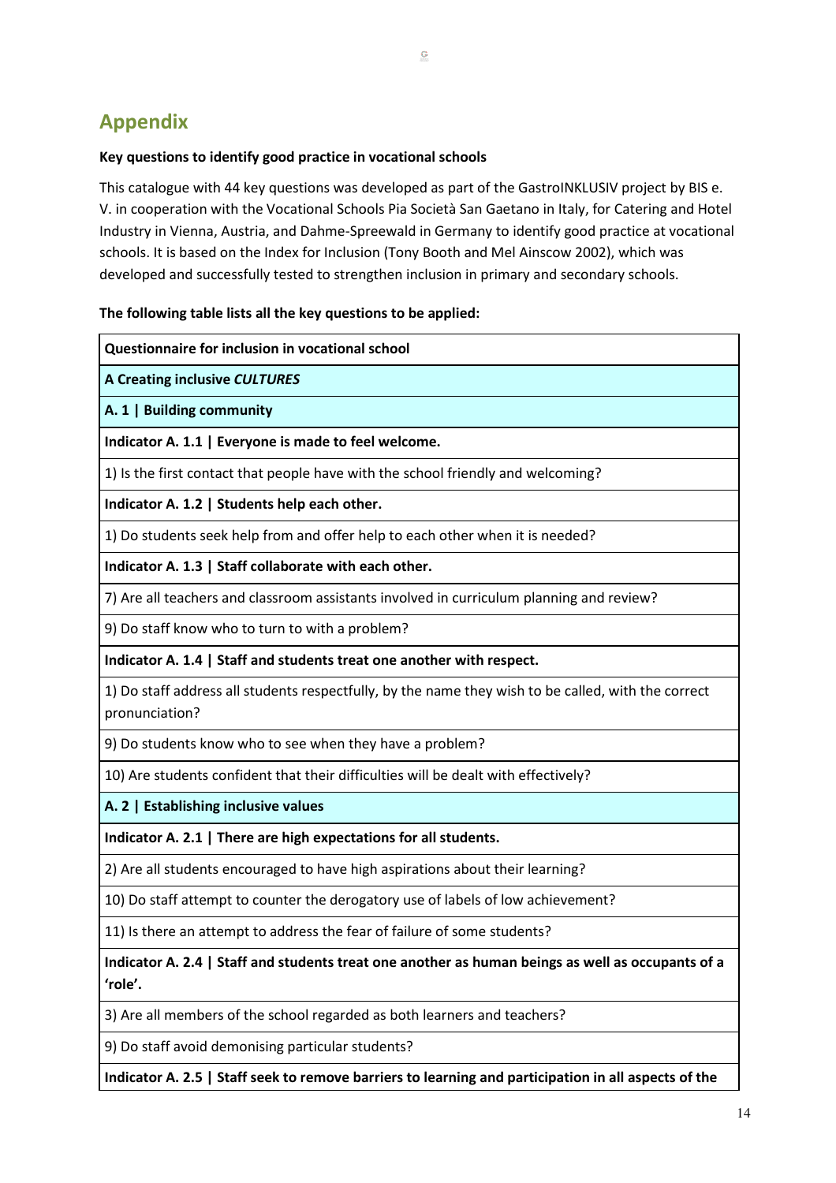## Appendix

**Key questions to identify good practice in vocational schools**

This catalogue with 44 key questions was developed as part of the GastroINKLUSIV project by BIS e. V. in cooperation with the Vocational Schools Pia Società San Gaetano in Italy, for Catering and Hotel Industry in Vienna, Austria, and Dahme-Spreewald in Germany to identify good practice at vocational schools. It is based on the Index for Inclusion (Tony Booth and Mel Ainscow 2002), which was developed and successfully tested to strengthen inclusion in primary and secondary schools.

**The following table lists all the key questions to be applied:**

| **Questionnaire for inclusion in vocational school** |
|---|
| **A Creating inclusive *CULTURES*** |
| **A. 1 \| Building community** |
| **Indicator A. 1.1 \| Everyone is made to feel welcome.** |
| 1) Is the first contact that people have with the school friendly and welcoming? |
| **Indicator A. 1.2 \| Students help each other.** |
| 1) Do students seek help from and offer help to each other when it is needed? |
| **Indicator A. 1.3 \| Staff collaborate with each other.** |
| 7) Are all teachers and classroom assistants involved in curriculum planning and review? |
| 9) Do staff know who to turn to with a problem? |
| **Indicator A. 1.4 \| Staff and students treat one another with respect.** |
| 1) Do staff address all students respectfully, by the name they wish to be called, with the correct pronunciation? |
| 9) Do students know who to see when they have a problem? |
| 10) Are students confident that their difficulties will be dealt with effectively? |
| **A. 2 \| Establishing inclusive values** |
| **Indicator A. 2.1 \| There are high expectations for all students.** |
| 2) Are all students encouraged to have high aspirations about their learning? |
| 10) Do staff attempt to counter the derogatory use of labels of low achievement? |
| 11) Is there an attempt to address the fear of failure of some students? |
| **Indicator A. 2.4 \| Staff and students treat one another as human beings as well as occupants of a 'role'.** |
| 3) Are all members of the school regarded as both learners and teachers? |
| 9) Do staff avoid demonising particular students? |
| **Indicator A. 2.5 \| Staff seek to remove barriers to learning and participation in all aspects of the** |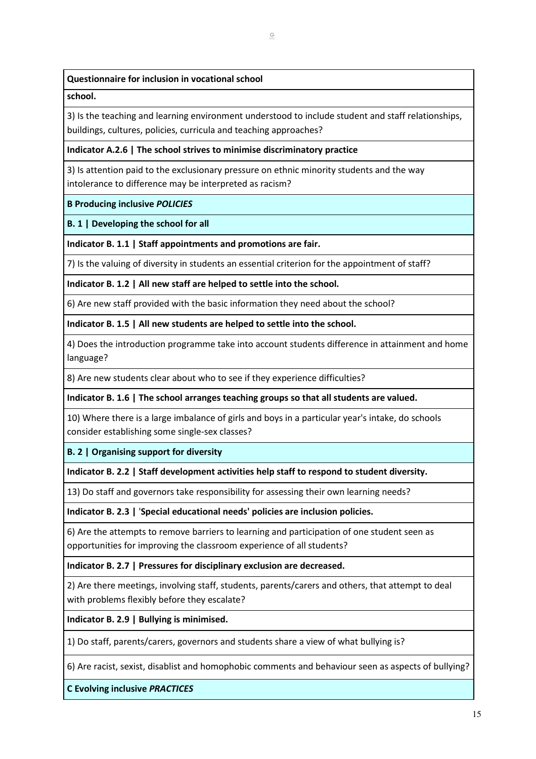| Questionnaire for inclusion in vocational school |
|---|
| **school.** |
| 3) Is the teaching and learning environment understood to include student and staff relationships, buildings, cultures, policies, curricula and teaching approaches? |
| **Indicator A.2.6 \| The school strives to minimise discriminatory practice** |
| 3) Is attention paid to the exclusionary pressure on ethnic minority students and the way intolerance to difference may be interpreted as racism? |
| **B Producing inclusive *POLICIES*** |
| **B. 1 \| Developing the school for all** |
| **Indicator B. 1.1 \| Staff appointments and promotions are fair.** |
| 7) Is the valuing of diversity in students an essential criterion for the appointment of staff? |
| **Indicator B. 1.2 \| All new staff are helped to settle into the school.** |
| 6) Are new staff provided with the basic information they need about the school? |
| **Indicator B. 1.5 \| All new students are helped to settle into the school.** |
| 4) Does the introduction programme take into account students difference in attainment and home language? |
| 8) Are new students clear about who to see if they experience difficulties? |
| **Indicator B. 1.6 \| The school arranges teaching groups so that all students are valued.** |
| 10) Where there is a large imbalance of girls and boys in a particular year's intake, do schools consider establishing some single-sex classes? |
| **B. 2 \| Organising support for diversity** |
| **Indicator B. 2.2 \| Staff development activities help staff to respond to student diversity.** |
| 13) Do staff and governors take responsibility for assessing their own learning needs? |
| **Indicator B. 2.3 \| 'Special educational needs' policies are inclusion policies.** |
| 6) Are the attempts to remove barriers to learning and participation of one student seen as opportunities for improving the classroom experience of all students? |
| **Indicator B. 2.7 \| Pressures for disciplinary exclusion are decreased.** |
| 2) Are there meetings, involving staff, students, parents/carers and others, that attempt to deal with problems flexibly before they escalate? |
| **Indicator B. 2.9 \| Bullying is minimised.** |
| 1) Do staff, parents/carers, governors and students share a view of what bullying is? |
| 6) Are racist, sexist, disablist and homophobic comments and behaviour seen as aspects of bullying? |
| **C Evolving inclusive *PRACTICES*** |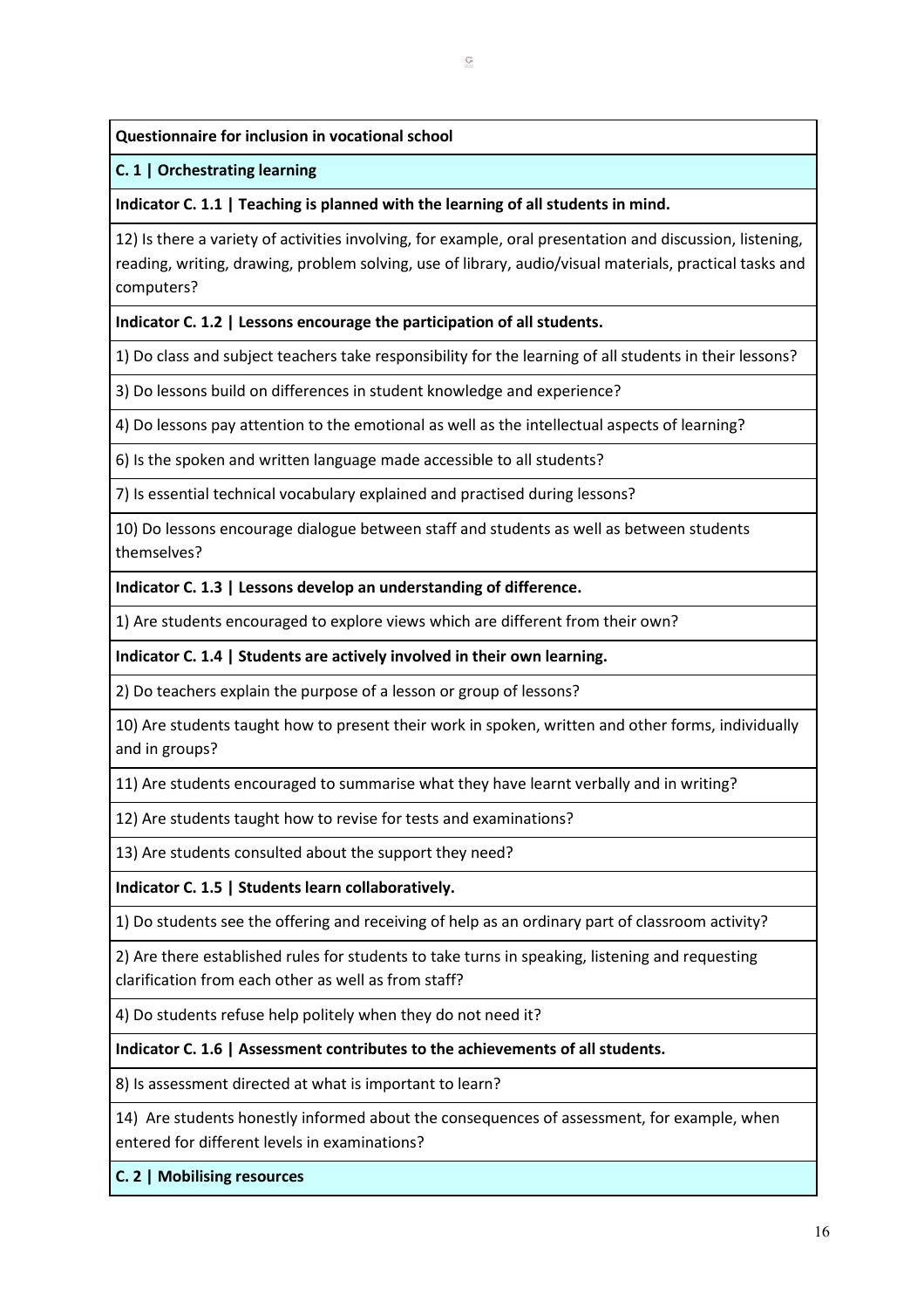| **Questionnaire for inclusion in vocational school** |
|---|
| **C. 1 \| Orchestrating learning** |
| **Indicator C. 1.1 \| Teaching is planned with the learning of all students in mind.** |
| 12) Is there a variety of activities involving, for example, oral presentation and discussion, listening, reading, writing, drawing, problem solving, use of library, audio/visual materials, practical tasks and computers? |
| **Indicator C. 1.2 \| Lessons encourage the participation of all students.** |
| 1) Do class and subject teachers take responsibility for the learning of all students in their lessons? |
| 3) Do lessons build on differences in student knowledge and experience? |
| 4) Do lessons pay attention to the emotional as well as the intellectual aspects of learning? |
| 6) Is the spoken and written language made accessible to all students? |
| 7) Is essential technical vocabulary explained and practised during lessons? |
| 10) Do lessons encourage dialogue between staff and students as well as between students themselves? |
| **Indicator C. 1.3 \| Lessons develop an understanding of difference.** |
| 1) Are students encouraged to explore views which are different from their own? |
| **Indicator C. 1.4 \| Students are actively involved in their own learning.** |
| 2) Do teachers explain the purpose of a lesson or group of lessons? |
| 10) Are students taught how to present their work in spoken, written and other forms, individually and in groups? |
| 11) Are students encouraged to summarise what they have learnt verbally and in writing? |
| 12) Are students taught how to revise for tests and examinations? |
| 13) Are students consulted about the support they need? |
| **Indicator C. 1.5 \| Students learn collaboratively.** |
| 1) Do students see the offering and receiving of help as an ordinary part of classroom activity? |
| 2) Are there established rules for students to take turns in speaking, listening and requesting clarification from each other as well as from staff? |
| 4) Do students refuse help politely when they do not need it? |
| **Indicator C. 1.6 \| Assessment contributes to the achievements of all students.** |
| 8) Is assessment directed at what is important to learn? |
| 14) Are students honestly informed about the consequences of assessment, for example, when entered for different levels in examinations? |
| **C. 2 \| Mobilising resources** |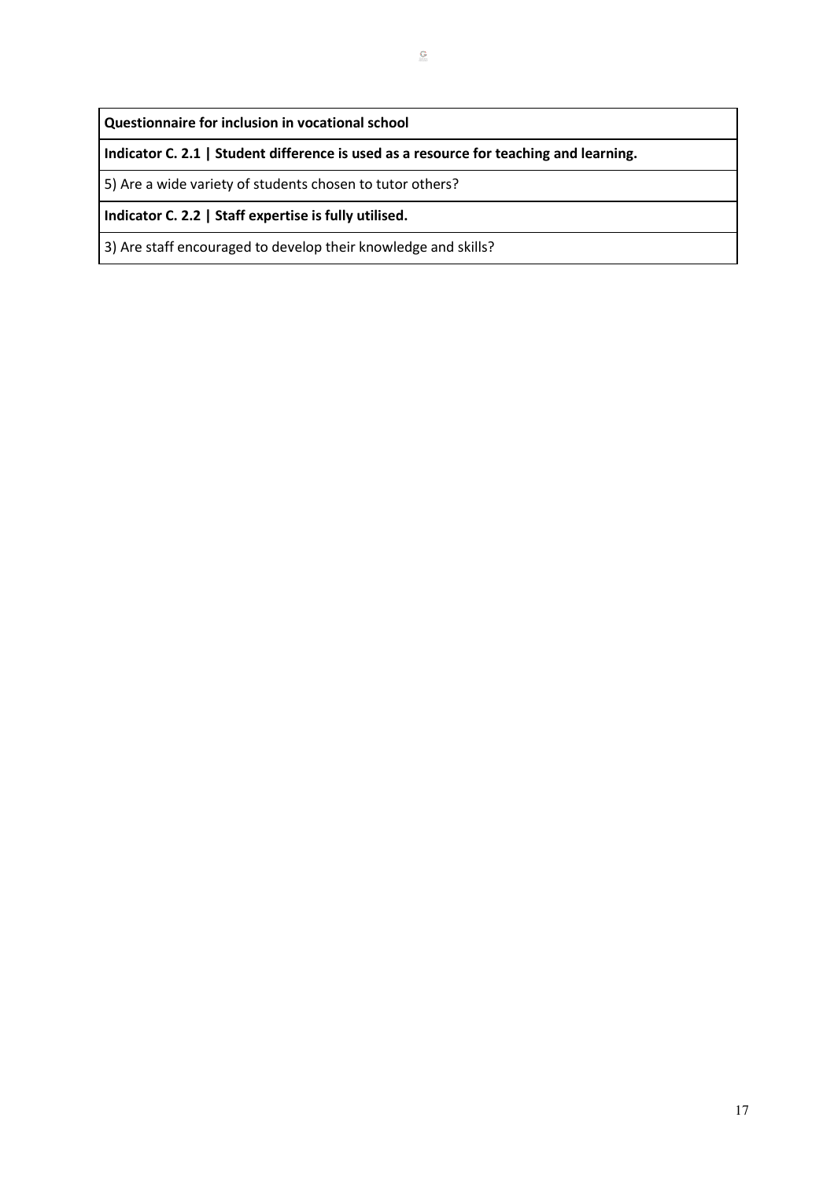| Questionnaire for inclusion in vocational school |
| --- |
| **Indicator C. 2.1 \| Student difference is used as a resource for teaching and learning.** |
| 5) Are a wide variety of students chosen to tutor others? |
| **Indicator C. 2.2 \| Staff expertise is fully utilised.** |
| 3) Are staff encouraged to develop their knowledge and skills? |